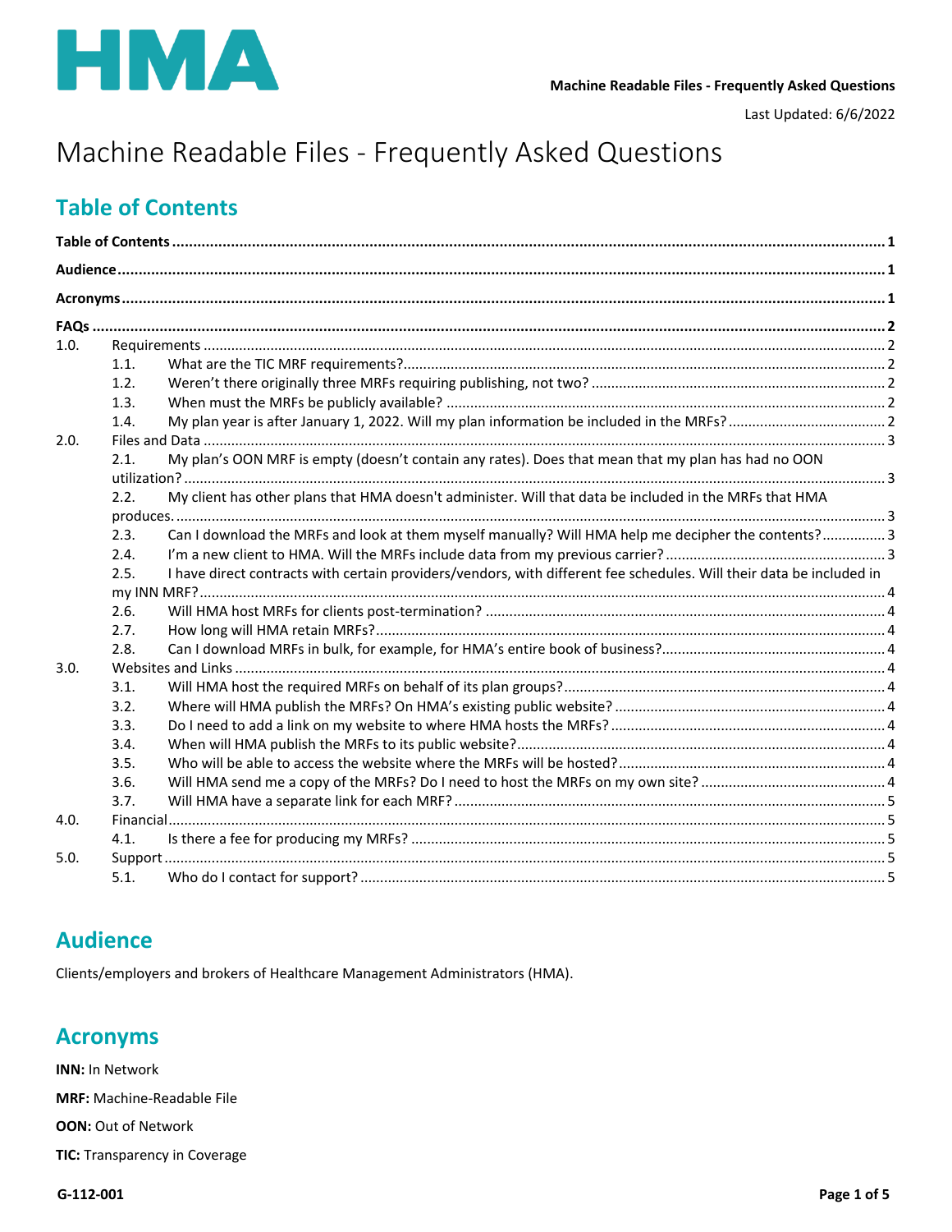HMA

**Machine Readable Files - Frequently Asked Questions**

Last Updated: 6/6/2022

# Machine Readable Files - Frequently Asked Questions

## Table of Contents

**Table of Contents** ..... 1

**Audience** ..... 1

**Acronyms** ..... 1

**FAQs** ..... 2

- 1.0. Requirements ..... 2
  - 1.1. What are the TIC MRF requirements? ..... 2
  - 1.2. Weren't there originally three MRFs requiring publishing, not two? ..... 2
  - 1.3. When must the MRFs be publicly available? ..... 2
  - 1.4. My plan year is after January 1, 2022. Will my plan information be included in the MRFs? ..... 2
- 2.0. Files and Data ..... 3
  - 2.1. My plan's OON MRF is empty (doesn't contain any rates). Does that mean that my plan has had no OON utilization? ..... 3
  - 2.2. My client has other plans that HMA doesn't administer. Will that data be included in the MRFs that HMA produces. ..... 3
  - 2.3. Can I download the MRFs and look at them myself manually? Will HMA help me decipher the contents? ..... 3
  - 2.4. I'm a new client to HMA. Will the MRFs include data from my previous carrier? ..... 3
  - 2.5. I have direct contracts with certain providers/vendors, with different fee schedules. Will their data be included in my INN MRF? ..... 4
  - 2.6. Will HMA host MRFs for clients post-termination? ..... 4
  - 2.7. How long will HMA retain MRFs? ..... 4
  - 2.8. Can I download MRFs in bulk, for example, for HMA's entire book of business? ..... 4
- 3.0. Websites and Links ..... 4
  - 3.1. Will HMA host the required MRFs on behalf of its plan groups? ..... 4
  - 3.2. Where will HMA publish the MRFs? On HMA's existing public website? ..... 4
  - 3.3. Do I need to add a link on my website to where HMA hosts the MRFs? ..... 4
  - 3.4. When will HMA publish the MRFs to its public website? ..... 4
  - 3.5. Who will be able to access the website where the MRFs will be hosted? ..... 4
  - 3.6. Will HMA send me a copy of the MRFs? Do I need to host the MRFs on my own site? ..... 4
  - 3.7. Will HMA have a separate link for each MRF? ..... 5
- 4.0. Financial ..... 5
  - 4.1. Is there a fee for producing my MRFs? ..... 5
- 5.0. Support ..... 5
  - 5.1. Who do I contact for support? ..... 5

## Audience

Clients/employers and brokers of Healthcare Management Administrators (HMA).

## Acronyms

**INN:** In Network

**MRF:** Machine-Readable File

**OON:** Out of Network

**TIC:** Transparency in Coverage

G-112-001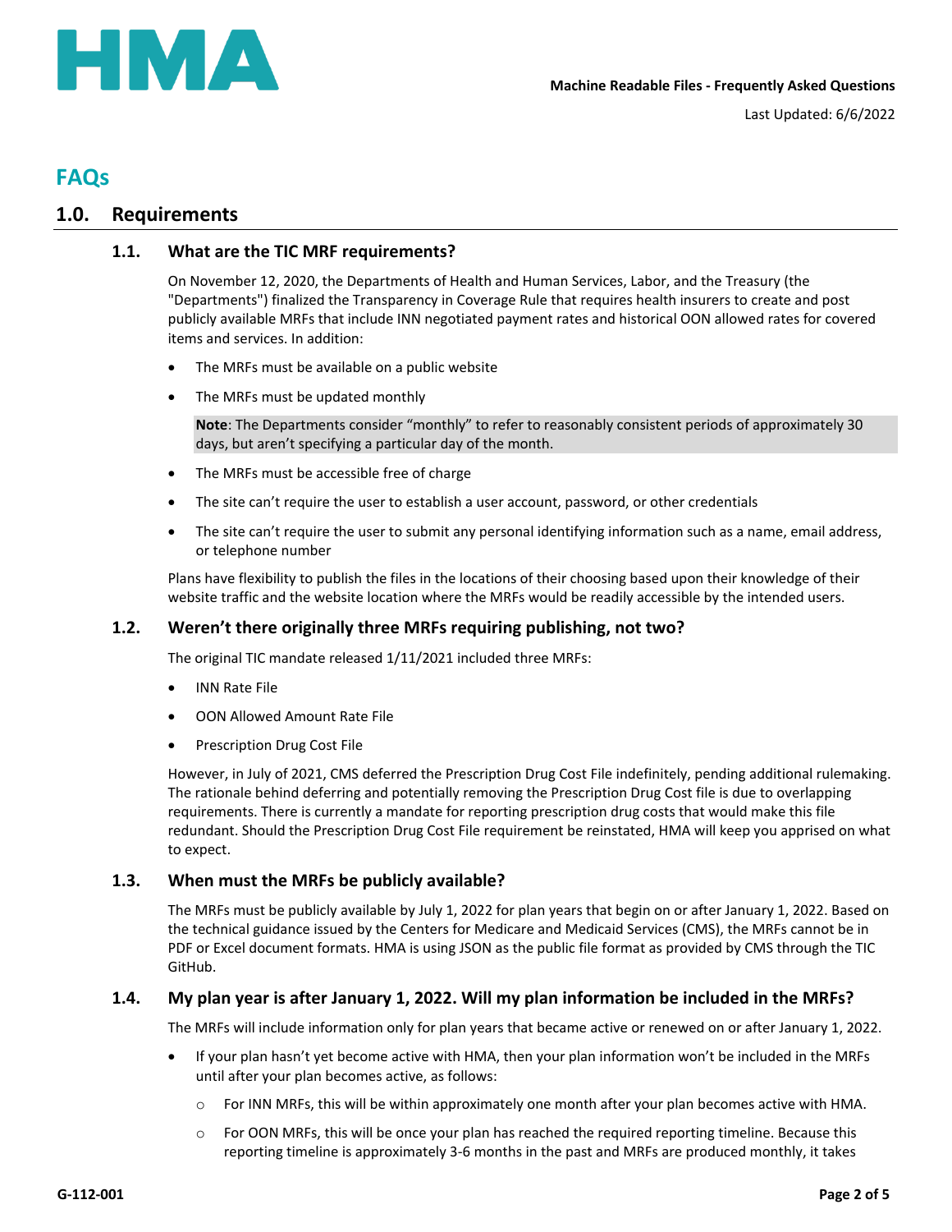# FAQs

## 1.0. Requirements

### 1.1. What are the TIC MRF requirements?

On November 12, 2020, the Departments of Health and Human Services, Labor, and the Treasury (the "Departments") finalized the Transparency in Coverage Rule that requires health insurers to create and post publicly available MRFs that include INN negotiated payment rates and historical OON allowed rates for covered items and services. In addition:

- The MRFs must be available on a public website
- The MRFs must be updated monthly

  **Note**: The Departments consider "monthly" to refer to reasonably consistent periods of approximately 30 days, but aren't specifying a particular day of the month.

- The MRFs must be accessible free of charge
- The site can't require the user to establish a user account, password, or other credentials
- The site can't require the user to submit any personal identifying information such as a name, email address, or telephone number

Plans have flexibility to publish the files in the locations of their choosing based upon their knowledge of their website traffic and the website location where the MRFs would be readily accessible by the intended users.

### 1.2. Weren't there originally three MRFs requiring publishing, not two?

The original TIC mandate released 1/11/2021 included three MRFs:

- INN Rate File
- OON Allowed Amount Rate File
- Prescription Drug Cost File

However, in July of 2021, CMS deferred the Prescription Drug Cost File indefinitely, pending additional rulemaking. The rationale behind deferring and potentially removing the Prescription Drug Cost file is due to overlapping requirements. There is currently a mandate for reporting prescription drug costs that would make this file redundant. Should the Prescription Drug Cost File requirement be reinstated, HMA will keep you apprised on what to expect.

### 1.3. When must the MRFs be publicly available?

The MRFs must be publicly available by July 1, 2022 for plan years that begin on or after January 1, 2022. Based on the technical guidance issued by the Centers for Medicare and Medicaid Services (CMS), the MRFs cannot be in PDF or Excel document formats. HMA is using JSON as the public file format as provided by CMS through the TIC GitHub.

### 1.4. My plan year is after January 1, 2022. Will my plan information be included in the MRFs?

The MRFs will include information only for plan years that became active or renewed on or after January 1, 2022.

- If your plan hasn't yet become active with HMA, then your plan information won't be included in the MRFs until after your plan becomes active, as follows:
  - For INN MRFs, this will be within approximately one month after your plan becomes active with HMA.
  - For OON MRFs, this will be once your plan has reached the required reporting timeline. Because this reporting timeline is approximately 3-6 months in the past and MRFs are produced monthly, it takes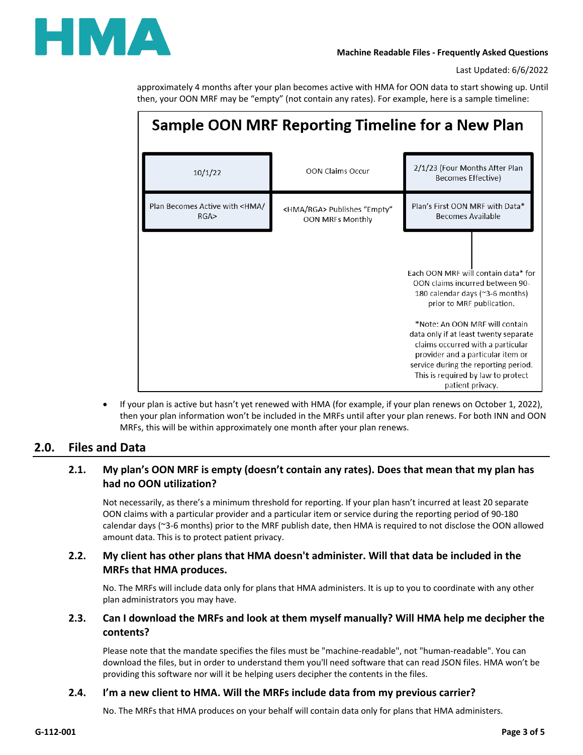approximately 4 months after your plan becomes active with HMA for OON data to start showing up. Until then, your OON MRF may be "empty" (not contain any rates). For example, here is a sample timeline:

**Sample OON MRF Reporting Timeline for a New Plan**

| 10/1/22 | OON Claims Occur | 2/1/23 (Four Months After Plan Becomes Effective) |
|---|---|---|
| Plan Becomes Active with <HMA/RGA> | <HMA/RGA> Publishes "Empty" OON MRFs Monthly | Plan's First OON MRF with Data* Becomes Available |

Each OON MRF will contain data* for OON claims incurred between 90-180 calendar days (~3-6 months) prior to MRF publication.

*Note: An OON MRF will contain data only if at least twenty separate claims occurred with a particular provider and a particular item or service during the reporting period. This is required by law to protect patient privacy.

- If your plan is active but hasn't yet renewed with HMA (for example, if your plan renews on October 1, 2022), then your plan information won't be included in the MRFs until after your plan renews. For both INN and OON MRFs, this will be within approximately one month after your plan renews.

## 2.0. Files and Data

### 2.1. My plan's OON MRF is empty (doesn't contain any rates). Does that mean that my plan has had no OON utilization?

Not necessarily, as there's a minimum threshold for reporting. If your plan hasn't incurred at least 20 separate OON claims with a particular provider and a particular item or service during the reporting period of 90-180 calendar days (~3-6 months) prior to the MRF publish date, then HMA is required to not disclose the OON allowed amount data. This is to protect patient privacy.

### 2.2. My client has other plans that HMA doesn't administer. Will that data be included in the MRFs that HMA produces.

No. The MRFs will include data only for plans that HMA administers. It is up to you to coordinate with any other plan administrators you may have.

### 2.3. Can I download the MRFs and look at them myself manually? Will HMA help me decipher the contents?

Please note that the mandate specifies the files must be "machine-readable", not "human-readable". You can download the files, but in order to understand them you'll need software that can read JSON files. HMA won't be providing this software nor will it be helping users decipher the contents in the files.

### 2.4. I'm a new client to HMA. Will the MRFs include data from my previous carrier?

No. The MRFs that HMA produces on your behalf will contain data only for plans that HMA administers.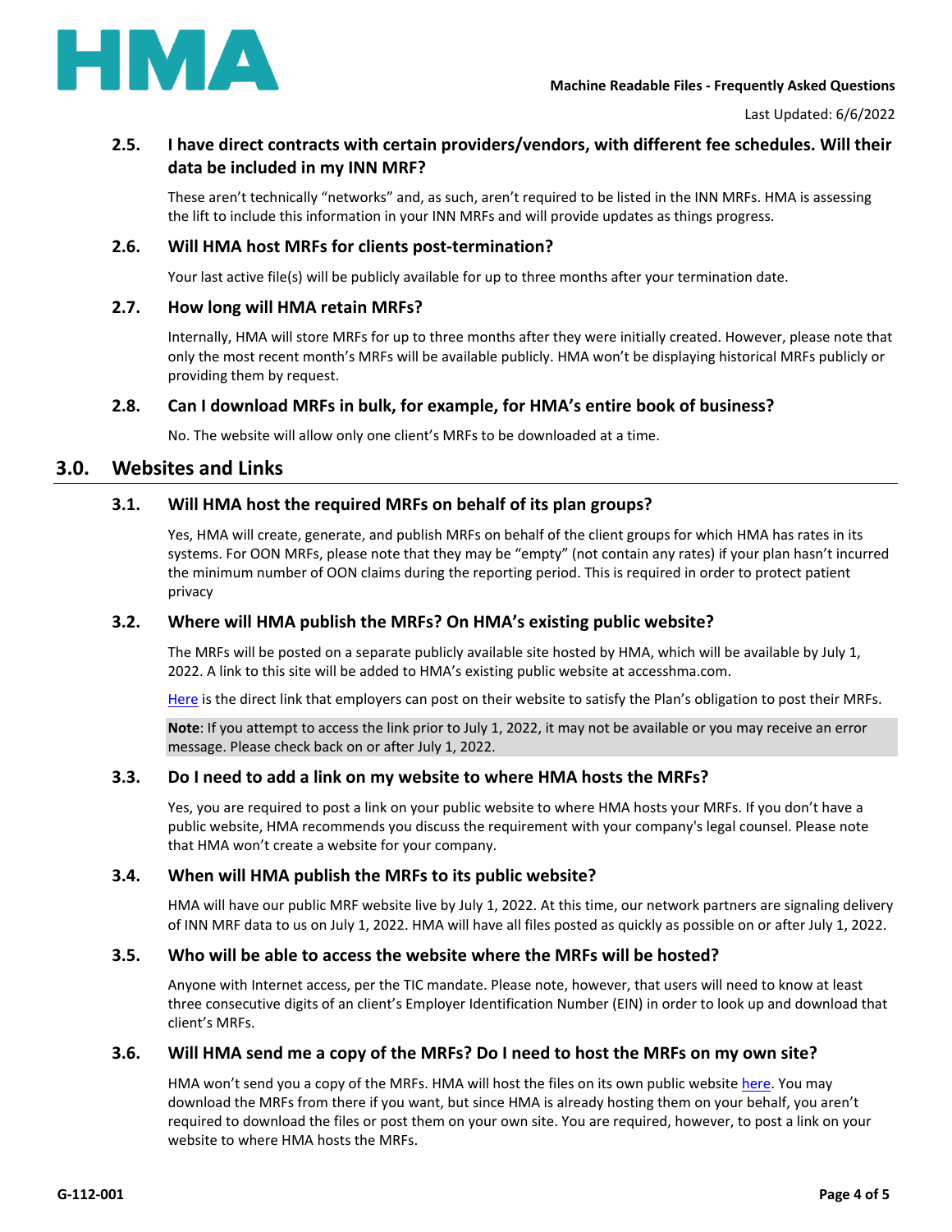### 2.5. I have direct contracts with certain providers/vendors, with different fee schedules. Will their data be included in my INN MRF?

These aren't technically "networks" and, as such, aren't required to be listed in the INN MRFs. HMA is assessing the lift to include this information in your INN MRFs and will provide updates as things progress.

### 2.6. Will HMA host MRFs for clients post-termination?

Your last active file(s) will be publicly available for up to three months after your termination date.

### 2.7. How long will HMA retain MRFs?

Internally, HMA will store MRFs for up to three months after they were initially created. However, please note that only the most recent month's MRFs will be available publicly. HMA won't be displaying historical MRFs publicly or providing them by request.

### 2.8. Can I download MRFs in bulk, for example, for HMA's entire book of business?

No. The website will allow only one client's MRFs to be downloaded at a time.

## 3.0. Websites and Links

### 3.1. Will HMA host the required MRFs on behalf of its plan groups?

Yes, HMA will create, generate, and publish MRFs on behalf of the client groups for which HMA has rates in its systems. For OON MRFs, please note that they may be "empty" (not contain any rates) if your plan hasn't incurred the minimum number of OON claims during the reporting period. This is required in order to protect patient privacy

### 3.2. Where will HMA publish the MRFs? On HMA's existing public website?

The MRFs will be posted on a separate publicly available site hosted by HMA, which will be available by July 1, 2022. A link to this site will be added to HMA's existing public website at accesshma.com.

Here is the direct link that employers can post on their website to satisfy the Plan's obligation to post their MRFs.

**Note**: If you attempt to access the link prior to July 1, 2022, it may not be available or you may receive an error message. Please check back on or after July 1, 2022.

### 3.3. Do I need to add a link on my website to where HMA hosts the MRFs?

Yes, you are required to post a link on your public website to where HMA hosts your MRFs. If you don't have a public website, HMA recommends you discuss the requirement with your company's legal counsel. Please note that HMA won't create a website for your company.

### 3.4. When will HMA publish the MRFs to its public website?

HMA will have our public MRF website live by July 1, 2022. At this time, our network partners are signaling delivery of INN MRF data to us on July 1, 2022. HMA will have all files posted as quickly as possible on or after July 1, 2022.

### 3.5. Who will be able to access the website where the MRFs will be hosted?

Anyone with Internet access, per the TIC mandate. Please note, however, that users will need to know at least three consecutive digits of an client's Employer Identification Number (EIN) in order to look up and download that client's MRFs.

### 3.6. Will HMA send me a copy of the MRFs? Do I need to host the MRFs on my own site?

HMA won't send you a copy of the MRFs. HMA will host the files on its own public website here. You may download the MRFs from there if you want, but since HMA is already hosting them on your behalf, you aren't required to download the files or post them on your own site. You are required, however, to post a link on your website to where HMA hosts the MRFs.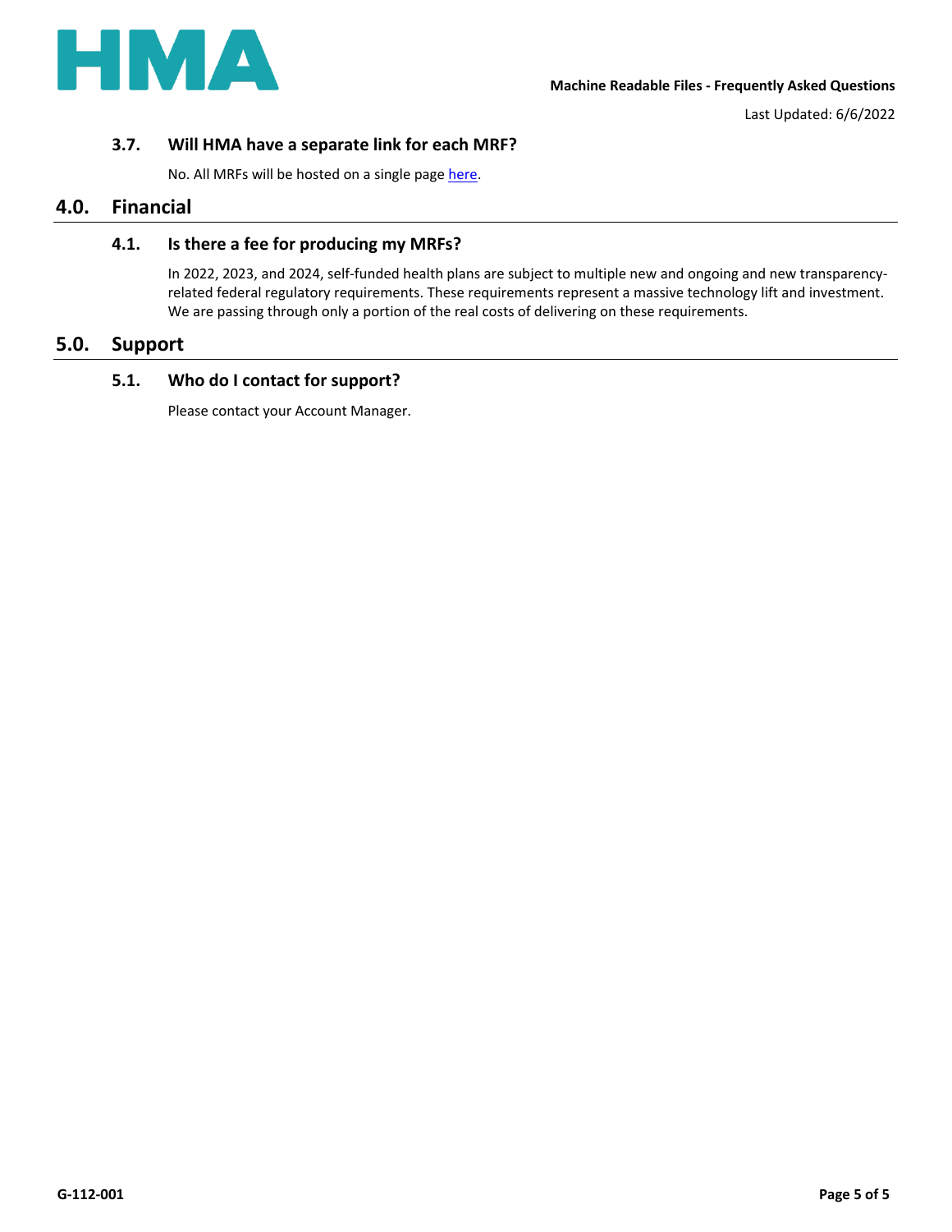### 3.7. Will HMA have a separate link for each MRF?

No. All MRFs will be hosted on a single page here.

## 4.0. Financial

### 4.1. Is there a fee for producing my MRFs?

In 2022, 2023, and 2024, self-funded health plans are subject to multiple new and ongoing and new transparency-related federal regulatory requirements. These requirements represent a massive technology lift and investment. We are passing through only a portion of the real costs of delivering on these requirements.

## 5.0. Support

### 5.1. Who do I contact for support?

Please contact your Account Manager.